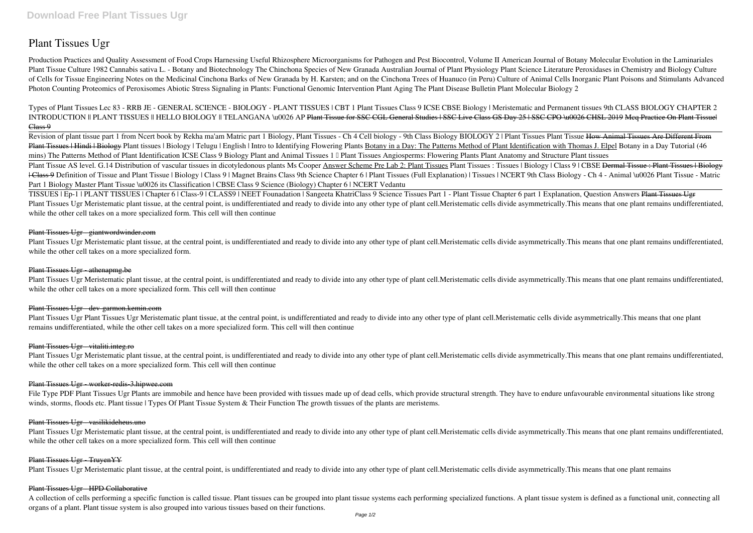# Plant Tissues Ugr

Production Practices and Quality Assessment of Food Crops Harnessing Useful Rhizosphere Microorganisms for Pathogen and Pest Biocontrol, Volume II American Journal of Botany Molecular Evolution in the Laminariales Plant Tissue Culture 1982 Cannabis sativa L. - Botany and Biotechnology The Chinchona Species of New Granada Australian Journal of Plant Physiology Plant Science Literature Peroxidases in Chemistry and Biology Culture of Cells for Tissue Engineering Notes on the Medicinal Cinchona Barks of New Granada by H. Karsten; and on the Cinchona Trees of Huanuco (in Peru) Culture of Animal Cells Inorganic Plant Poisons and Stimulants Advanced Photon Counting Proteomics of Peroxisomes Abiotic Stress Signaling in Plants: Functional Genomic Intervention Plant Aging The Plant Disease Bulletin Plant Molecular Biology 2

*Types of Plant Tissues* *Lec 83 - RRB JE - GENERAL SCIENCE - BIOLOGY - PLANT TISSUES | CBT 1* *Plant Tissues Class 9 ICSE CBSE Biology | Meristematic and Permanent tissues* *9th CLASS BIOLOGY CHAPTER 2 INTRODUCTION || PLANT TISSUES || HELLO BIOLOGY || TELANGANA \u0026 AP* ~~Plant Tissue for SSC CGL General Studies | SSC Live Class GS Day 25 | SSC CPO \u0026 CHSL 2019~~ ~~Mcq Practice On Plant Tissue| Class 9~~

Revision of plant tissue part 1 from Ncert book by Rekha ma'am *Matric part 1 Biology, Plant Tissues - Ch 4 Cell biology - 9th Class Biology* *BIOLOGY 2 | Plant Tissues* *Plant Tissue* ~~How Animal Tissues Are Different From Plant Tissues | Hindi | Biology~~ *Plant tissues | Biology | Telugu | English | Intro to Identifying Flowering Plants* Botany in a Day: The Patterns Method of Plant Identification with Thomas J. Elpel *Botany in a Day Tutorial (46 mins) The Patterns Method of Plant Identification* *ICSE Class 9 Biology Plant and Animal Tissues 1 – Plant Tissues* *Angiosperms: Flowering Plants* *Plant Anatomy and Structure* *Plant tissues*

Plant Tissue AS level. G.14 Distribution of vascular tissues in dicotyledonous plants Ms Cooper Answer Scheme Pre Lab 2: Plant Tissues *Plant Tissues : Tissues | Biology | Class 9 | CBSE* ~~Dermal Tissue : Plant Tissues | Biology | Class 9~~ *Definition of Tissue and Plant Tissue | Biology | Class 9 | Magnet Brains* *Class 9th Science Chapter 6 | Plant Tissues (Full Explanation) | Tissues | NCERT* *9th Class Biology - Ch 4 - Animal \u0026 Plant Tissue - Matric Part 1 Biology* *Master Plant Tissue \u0026 its Classification | CBSE Class 9 Science (Biology) Chapter 6 | NCERT Vedantu*

TISSUES | Ep-1 | PLANT TISSUES | Chapter 6 | Class-9 | CLASS9 | NEET Founadation | Sangeeta Khatri*Class 9 Science Tissues Part 1 - Plant Tissue Chapter 6 part 1 Explanation, Question Answers* ~~Plant Tissues Ugr~~

Plant Tissues Ugr Meristematic plant tissue, at the central point, is undifferentiated and ready to divide into any other type of plant cell.Meristematic cells divide asymmetrically.This means that one plant remains undifferentiated, while the other cell takes on a more specialized form. This cell will then continue

~~Plant Tissues Ugr - giantwordwinder.com~~

Plant Tissues Ugr Meristematic plant tissue, at the central point, is undifferentiated and ready to divide into any other type of plant cell.Meristematic cells divide asymmetrically.This means that one plant remains undifferentiated, while the other cell takes on a more specialized form.

~~Plant Tissues Ugr - athenapmg.be~~

Plant Tissues Ugr Meristematic plant tissue, at the central point, is undifferentiated and ready to divide into any other type of plant cell.Meristematic cells divide asymmetrically.This means that one plant remains undifferentiated, while the other cell takes on a more specialized form. This cell will then continue

~~Plant Tissues Ugr - dev-garmon.kemin.com~~

Plant Tissues Ugr Plant Tissues Ugr Meristematic plant tissue, at the central point, is undifferentiated and ready to divide into any other type of plant cell.Meristematic cells divide asymmetrically.This means that one plant remains undifferentiated, while the other cell takes on a more specialized form. This cell will then continue

~~Plant Tissues Ugr - vitaliti.integ.ro~~

Plant Tissues Ugr Meristematic plant tissue, at the central point, is undifferentiated and ready to divide into any other type of plant cell.Meristematic cells divide asymmetrically.This means that one plant remains undifferentiated, while the other cell takes on a more specialized form. This cell will then continue

~~Plant Tissues Ugr - worker-redis-3.hipwee.com~~

File Type PDF Plant Tissues Ugr Plants are immobile and hence have been provided with tissues made up of dead cells, which provide structural strength. They have to endure unfavourable environmental situations like strong winds, storms, floods etc. Plant tissue | Types Of Plant Tissue System & Their Function The growth tissues of the plants are meristems.

~~Plant Tissues Ugr - vasilikideheus.uno~~

Plant Tissues Ugr Meristematic plant tissue, at the central point, is undifferentiated and ready to divide into any other type of plant cell.Meristematic cells divide asymmetrically.This means that one plant remains undifferentiated, while the other cell takes on a more specialized form. This cell will then continue

~~Plant Tissues Ugr - TruyenYY~~

Plant Tissues Ugr Meristematic plant tissue, at the central point, is undifferentiated and ready to divide into any other type of plant cell.Meristematic cells divide asymmetrically.This means that one plant remains

~~Plant Tissues Ugr - HPD Collaborative~~

A collection of cells performing a specific function is called tissue. Plant tissues can be grouped into plant tissue systems each performing specialized functions. A plant tissue system is defined as a functional unit, connecting all organs of a plant. Plant tissue system is also grouped into various tissues based on their functions.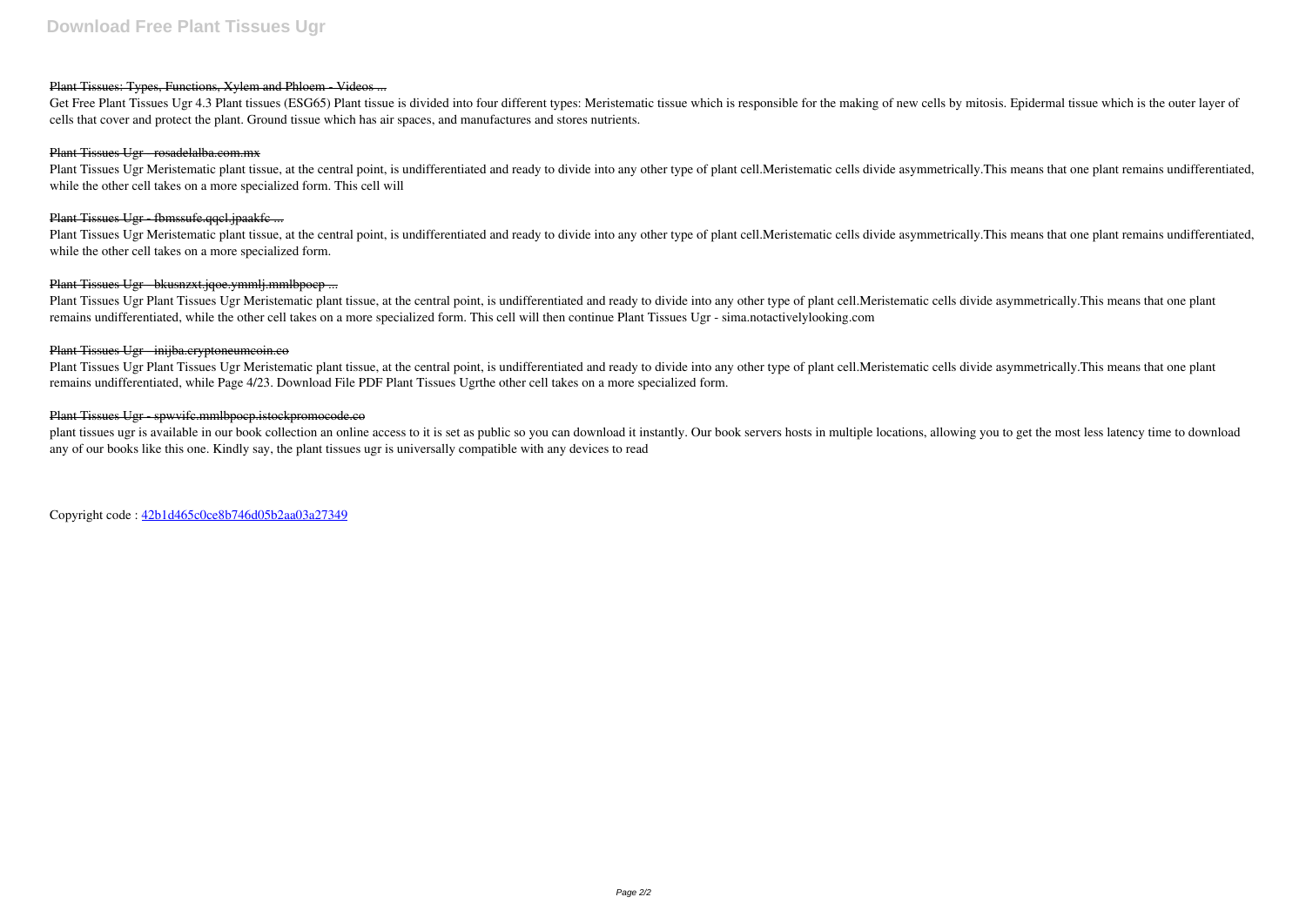Plant Tissues: Types, Functions, Xylem and Phloem - Videos ...

Get Free Plant Tissues Ugr 4.3 Plant tissues (ESG65) Plant tissue is divided into four different types: Meristematic tissue which is responsible for the making of new cells by mitosis. Epidermal tissue which is the outer layer of cells that cover and protect the plant. Ground tissue which has air spaces, and manufactures and stores nutrients.

Plant Tissues Ugr - rosadelalba.com.mx

Plant Tissues Ugr Meristematic plant tissue, at the central point, is undifferentiated and ready to divide into any other type of plant cell.Meristematic cells divide asymmetrically.This means that one plant remains undifferentiated, while the other cell takes on a more specialized form. This cell will

Plant Tissues Ugr - fbmssufe.qqcl.jpaakfc ...

Plant Tissues Ugr Meristematic plant tissue, at the central point, is undifferentiated and ready to divide into any other type of plant cell.Meristematic cells divide asymmetrically.This means that one plant remains undifferentiated, while the other cell takes on a more specialized form.

Plant Tissues Ugr - bkusnzxt.jqoe.ymmlj.mmlbpocp ...

Plant Tissues Ugr Plant Tissues Ugr Meristematic plant tissue, at the central point, is undifferentiated and ready to divide into any other type of plant cell.Meristematic cells divide asymmetrically.This means that one plant remains undifferentiated, while the other cell takes on a more specialized form. This cell will then continue Plant Tissues Ugr - sima.notactivelylooking.com

Plant Tissues Ugr - inijba.cryptoneumcoin.co

Plant Tissues Ugr Plant Tissues Ugr Meristematic plant tissue, at the central point, is undifferentiated and ready to divide into any other type of plant cell.Meristematic cells divide asymmetrically.This means that one plant remains undifferentiated, while Page 4/23. Download File PDF Plant Tissues Ugrthe other cell takes on a more specialized form.

Plant Tissues Ugr - spwvifc.mmlbpocp.istockpromocode.co

plant tissues ugr is available in our book collection an online access to it is set as public so you can download it instantly. Our book servers hosts in multiple locations, allowing you to get the most less latency time to download any of our books like this one. Kindly say, the plant tissues ugr is universally compatible with any devices to read

Copyright code : 42b1d465c0ce8b746d05b2aa03a27349